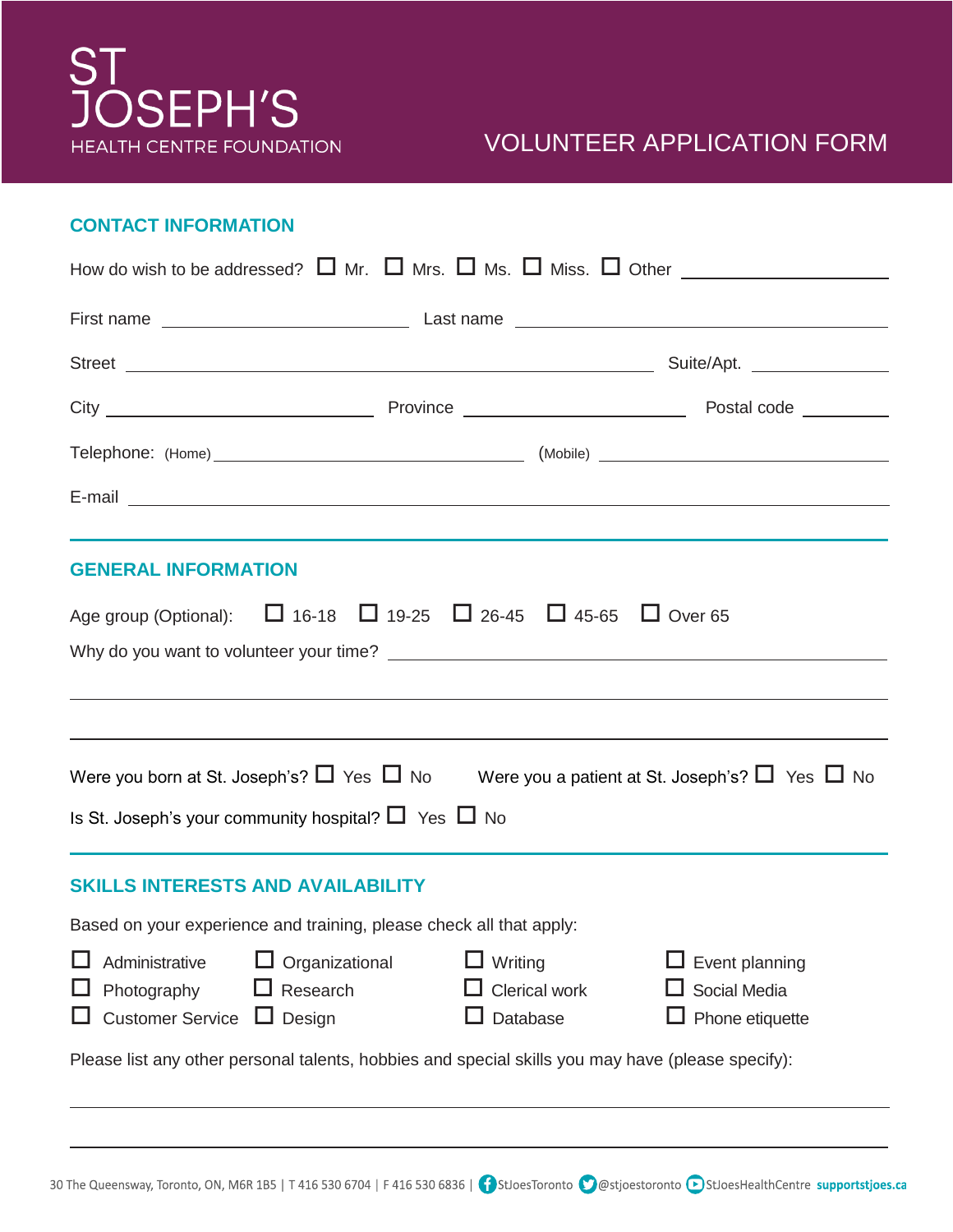# ST JOSEPH'S HEALTH CENTRE FOUNDATION

# VOLUNTEER APPLICATION FORM

## CONTACT INFORMATION

How do wish to be addressed? ☐ Mr. ☐ Mrs. ☐ Ms. ☐ Miss. ☐ Other ____________________

First name ________________________ Last name ____________________________________

Street ________________________________________________ Suite/Apt. ____________

City ________________________ Province ______________________ Postal code ________

Telephone: (Home) ______________________________ (Mobile) ____________________________

E-mail ________________________________________________________________________

## GENERAL INFORMATION

Age group (Optional): ☐ 16-18 ☐ 19-25 ☐ 26-45 ☐ 45-65 ☐ Over 65

Why do you want to volunteer your time? ________________________________________________

________________________________________________________________________________

________________________________________________________________________________

Were you born at St. Joseph's? ☐ Yes ☐ No Were you a patient at St. Joseph's? ☐ Yes ☐ No

Is St. Joseph's your community hospital? ☐ Yes ☐ No

## SKILLS INTERESTS AND AVAILABILITY

Based on your experience and training, please check all that apply:

| | | | |
|---|---|---|---|
| ☐ Administrative | ☐ Organizational | ☐ Writing | ☐ Event planning |
| ☐ Photography | ☐ Research | ☐ Clerical work | ☐ Social Media |
| ☐ Customer Service | ☐ Design | ☐ Database | ☐ Phone etiquette |

Please list any other personal talents, hobbies and special skills you may have (please specify):

________________________________________________________________________________

________________________________________________________________________________

30 The Queensway, Toronto, ON, M6R 1B5 | T 416 530 6704 | F 416 530 6836 | StJoesToronto @stjoestoronto StJoesHealthCentre **supportstjoes.ca**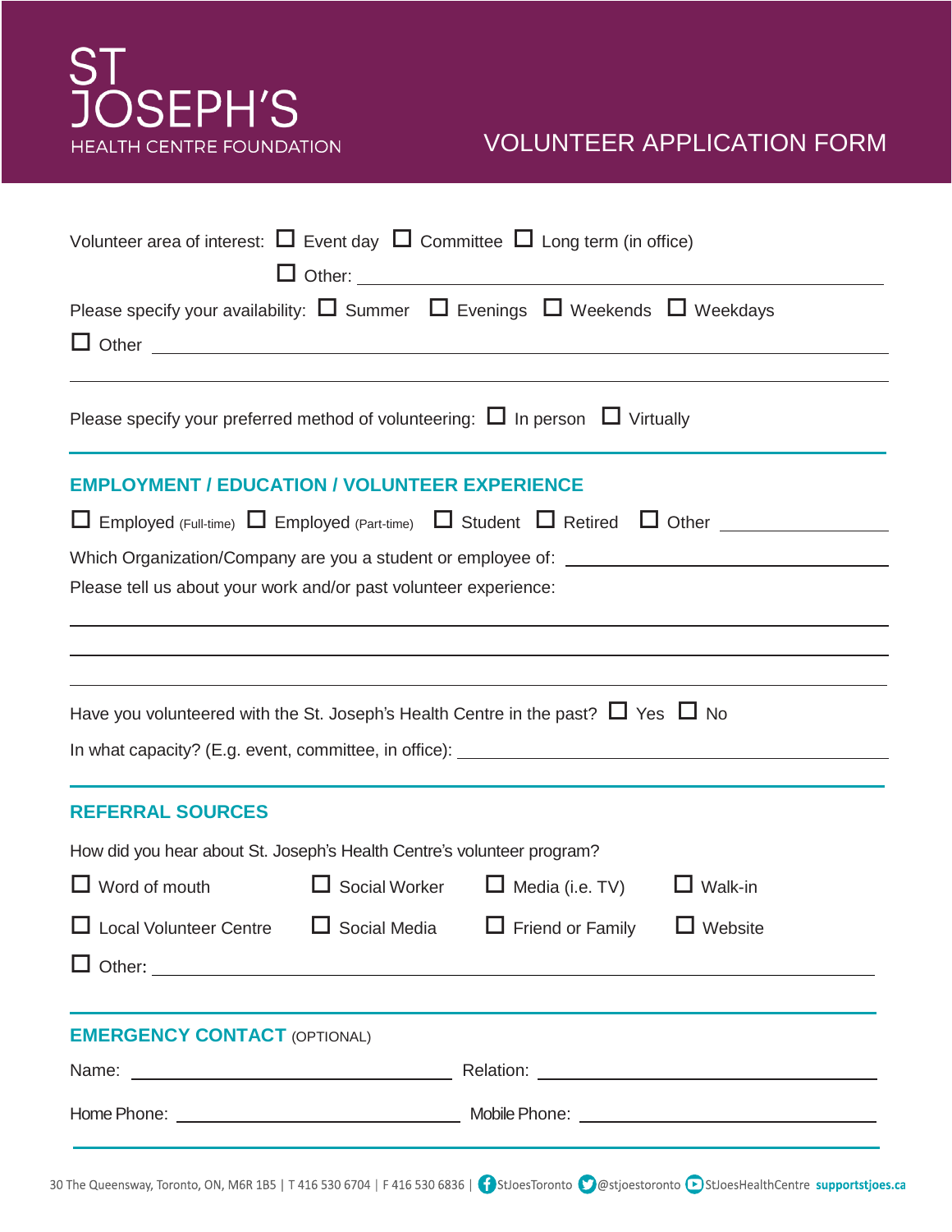ST JOSEPH'S
HEALTH CENTRE FOUNDATION

# VOLUNTEER APPLICATION FORM

Volunteer area of interest: ☐ Event day ☐ Committee ☐ Long term (in office)
☐ Other: ______________________________

Please specify your availability: ☐ Summer ☐ Evenings ☐ Weekends ☐ Weekdays
☐ Other ______________________________

______________________________

Please specify your preferred method of volunteering: ☐ In person ☐ Virtually

## EMPLOYMENT / EDUCATION / VOLUNTEER EXPERIENCE

☐ Employed (Full-time) ☐ Employed (Part-time) ☐ Student ☐ Retired ☐ Other ______________

Which Organization/Company are you a student or employee of: ______________________________

Please tell us about your work and/or past volunteer experience:

______________________________

______________________________

______________________________

Have you volunteered with the St. Joseph's Health Centre in the past? ☐ Yes ☐ No

In what capacity? (E.g. event, committee, in office): ______________________________

## REFERRAL SOURCES

How did you hear about St. Joseph's Health Centre's volunteer program?

☐ Word of mouth ☐ Social Worker ☐ Media (i.e. TV) ☐ Walk-in

☐ Local Volunteer Centre ☐ Social Media ☐ Friend or Family ☐ Website

☐ Other: ______________________________

## EMERGENCY CONTACT (OPTIONAL)

Name: ______________________ Relation: ______________________

Home Phone: ______________________ Mobile Phone: ______________________

30 The Queensway, Toronto, ON, M6R 1B5 | T 416 530 6704 | F 416 530 6836 | StJoesToronto @stjoestoronto StJoesHealthCentre **supportstjoes.ca**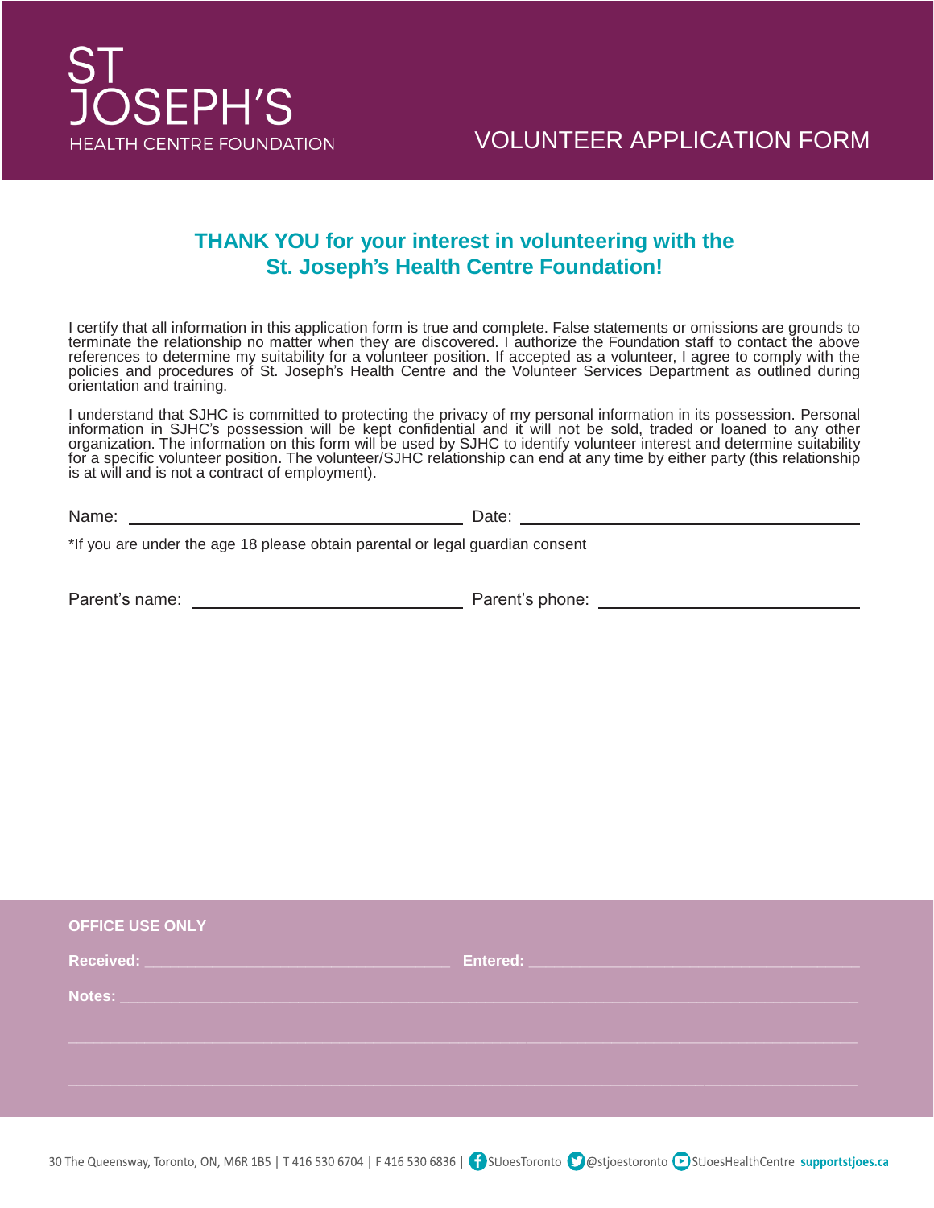ST JOSEPH'S HEALTH CENTRE FOUNDATION

# VOLUNTEER APPLICATION FORM

## THANK YOU for your interest in volunteering with the St. Joseph's Health Centre Foundation!

I certify that all information in this application form is true and complete. False statements or omissions are grounds to terminate the relationship no matter when they are discovered. I authorize the Foundation staff to contact the above references to determine my suitability for a volunteer position. If accepted as a volunteer, I agree to comply with the policies and procedures of St. Joseph's Health Centre and the Volunteer Services Department as outlined during orientation and training.

I understand that SJHC is committed to protecting the privacy of my personal information in its possession. Personal information in SJHC's possession will be kept confidential and it will not be sold, traded or loaned to any other organization. The information on this form will be used by SJHC to identify volunteer interest and determine suitability for a specific volunteer position. The volunteer/SJHC relationship can end at any time by either party (this relationship is at will and is not a contract of employment).

Name: ______________________________ Date: ______________________________

*If you are under the age 18 please obtain parental or legal guardian consent

Parent's name: ______________________________ Parent's phone: ______________________________

**OFFICE USE ONLY**

**Received:** ______________________________ **Entered:** ______________________________

**Notes:** ______________________________

30 The Queensway, Toronto, ON, M6R 1B5 | T 416 530 6704 | F 416 530 6836 | StJoesToronto @stjoestoronto StJoesHealthCentre **supportstjoes.ca**